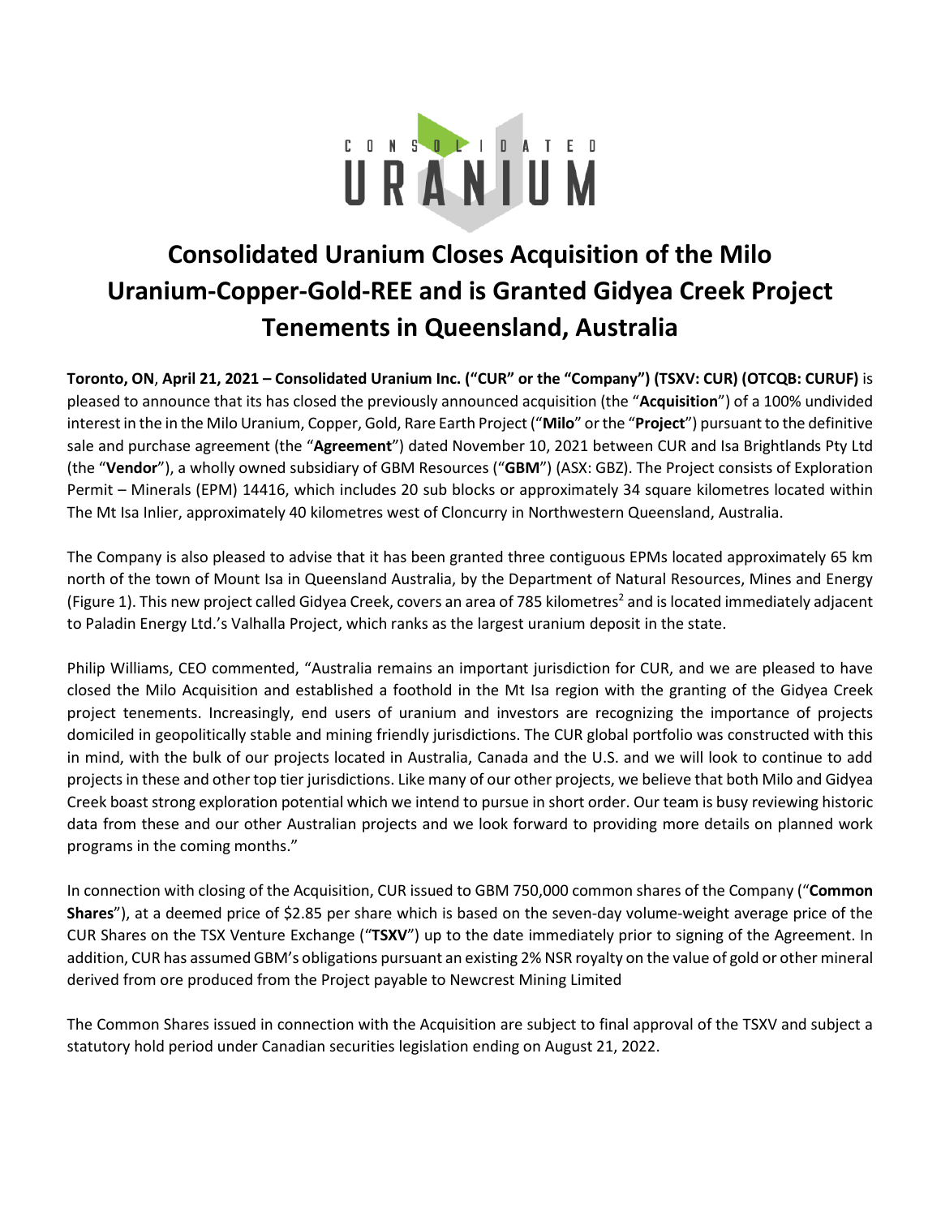# Consolidated Uranium Closes Acquisition of the Milo Uranium-Copper-Gold-REE and is Granted Gidyea Creek Project Tenements in Queensland, Australia

**Toronto, ON**, **April 21, 2021 – Consolidated Uranium Inc. ("CUR" or the "Company") (TSXV: CUR) (OTCQB: CURUF)** is pleased to announce that its has closed the previously announced acquisition (the "**Acquisition**") of a 100% undivided interest in the in the Milo Uranium, Copper, Gold, Rare Earth Project ("**Milo**" or the "**Project**") pursuant to the definitive sale and purchase agreement (the "**Agreement**") dated November 10, 2021 between CUR and Isa Brightlands Pty Ltd (the "**Vendor**"), a wholly owned subsidiary of GBM Resources ("**GBM**") (ASX: GBZ). The Project consists of Exploration Permit – Minerals (EPM) 14416, which includes 20 sub blocks or approximately 34 square kilometres located within The Mt Isa Inlier, approximately 40 kilometres west of Cloncurry in Northwestern Queensland, Australia.

The Company is also pleased to advise that it has been granted three contiguous EPMs located approximately 65 km north of the town of Mount Isa in Queensland Australia, by the Department of Natural Resources, Mines and Energy (Figure 1). This new project called Gidyea Creek, covers an area of 785 kilometres$^2$ and is located immediately adjacent to Paladin Energy Ltd.'s Valhalla Project, which ranks as the largest uranium deposit in the state.

Philip Williams, CEO commented, "Australia remains an important jurisdiction for CUR, and we are pleased to have closed the Milo Acquisition and established a foothold in the Mt Isa region with the granting of the Gidyea Creek project tenements. Increasingly, end users of uranium and investors are recognizing the importance of projects domiciled in geopolitically stable and mining friendly jurisdictions. The CUR global portfolio was constructed with this in mind, with the bulk of our projects located in Australia, Canada and the U.S. and we will look to continue to add projects in these and other top tier jurisdictions. Like many of our other projects, we believe that both Milo and Gidyea Creek boast strong exploration potential which we intend to pursue in short order. Our team is busy reviewing historic data from these and our other Australian projects and we look forward to providing more details on planned work programs in the coming months."

In connection with closing of the Acquisition, CUR issued to GBM 750,000 common shares of the Company ("**Common Shares**"), at a deemed price of $2.85 per share which is based on the seven-day volume-weight average price of the CUR Shares on the TSX Venture Exchange ("**TSXV**") up to the date immediately prior to signing of the Agreement. In addition, CUR has assumed GBM's obligations pursuant an existing 2% NSR royalty on the value of gold or other mineral derived from ore produced from the Project payable to Newcrest Mining Limited

The Common Shares issued in connection with the Acquisition are subject to final approval of the TSXV and subject a statutory hold period under Canadian securities legislation ending on August 21, 2022.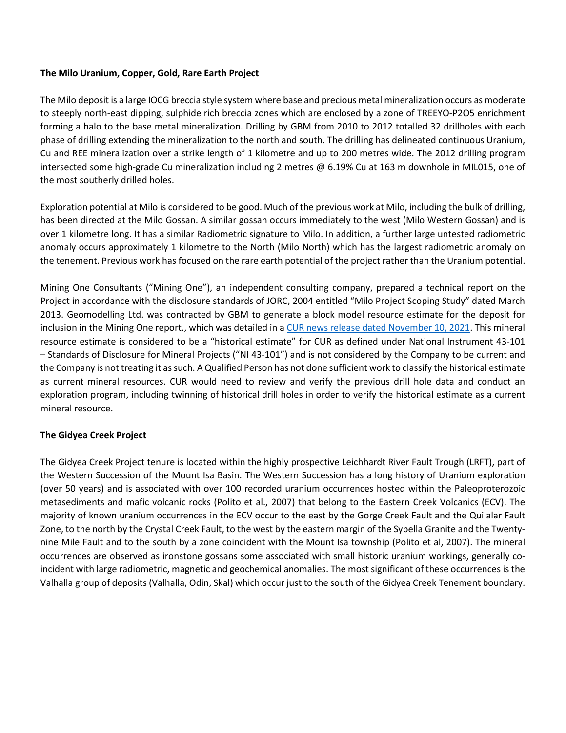**The Milo Uranium, Copper, Gold, Rare Earth Project**

The Milo deposit is a large IOCG breccia style system where base and precious metal mineralization occurs as moderate to steeply north-east dipping, sulphide rich breccia zones which are enclosed by a zone of TREEYO-P2O5 enrichment forming a halo to the base metal mineralization. Drilling by GBM from 2010 to 2012 totalled 32 drillholes with each phase of drilling extending the mineralization to the north and south. The drilling has delineated continuous Uranium, Cu and REE mineralization over a strike length of 1 kilometre and up to 200 metres wide. The 2012 drilling program intersected some high-grade Cu mineralization including 2 metres @ 6.19% Cu at 163 m downhole in MIL015, one of the most southerly drilled holes.

Exploration potential at Milo is considered to be good. Much of the previous work at Milo, including the bulk of drilling, has been directed at the Milo Gossan. A similar gossan occurs immediately to the west (Milo Western Gossan) and is over 1 kilometre long. It has a similar Radiometric signature to Milo. In addition, a further large untested radiometric anomaly occurs approximately 1 kilometre to the North (Milo North) which has the largest radiometric anomaly on the tenement. Previous work has focused on the rare earth potential of the project rather than the Uranium potential.

Mining One Consultants ("Mining One"), an independent consulting company, prepared a technical report on the Project in accordance with the disclosure standards of JORC, 2004 entitled "Milo Project Scoping Study" dated March 2013. Geomodelling Ltd. was contracted by GBM to generate a block model resource estimate for the deposit for inclusion in the Mining One report., which was detailed in a [CUR news release dated November 10, 2021](). This mineral resource estimate is considered to be a "historical estimate" for CUR as defined under National Instrument 43-101 – Standards of Disclosure for Mineral Projects ("NI 43-101") and is not considered by the Company to be current and the Company is not treating it as such. A Qualified Person has not done sufficient work to classify the historical estimate as current mineral resources. CUR would need to review and verify the previous drill hole data and conduct an exploration program, including twinning of historical drill holes in order to verify the historical estimate as a current mineral resource.

**The Gidyea Creek Project**

The Gidyea Creek Project tenure is located within the highly prospective Leichhardt River Fault Trough (LRFT), part of the Western Succession of the Mount Isa Basin. The Western Succession has a long history of Uranium exploration (over 50 years) and is associated with over 100 recorded uranium occurrences hosted within the Paleoproterozoic metasediments and mafic volcanic rocks (Polito et al., 2007) that belong to the Eastern Creek Volcanics (ECV). The majority of known uranium occurrences in the ECV occur to the east by the Gorge Creek Fault and the Quilalar Fault Zone, to the north by the Crystal Creek Fault, to the west by the eastern margin of the Sybella Granite and the Twenty-nine Mile Fault and to the south by a zone coincident with the Mount Isa township (Polito et al, 2007). The mineral occurrences are observed as ironstone gossans some associated with small historic uranium workings, generally co-incident with large radiometric, magnetic and geochemical anomalies. The most significant of these occurrences is the Valhalla group of deposits (Valhalla, Odin, Skal) which occur just to the south of the Gidyea Creek Tenement boundary.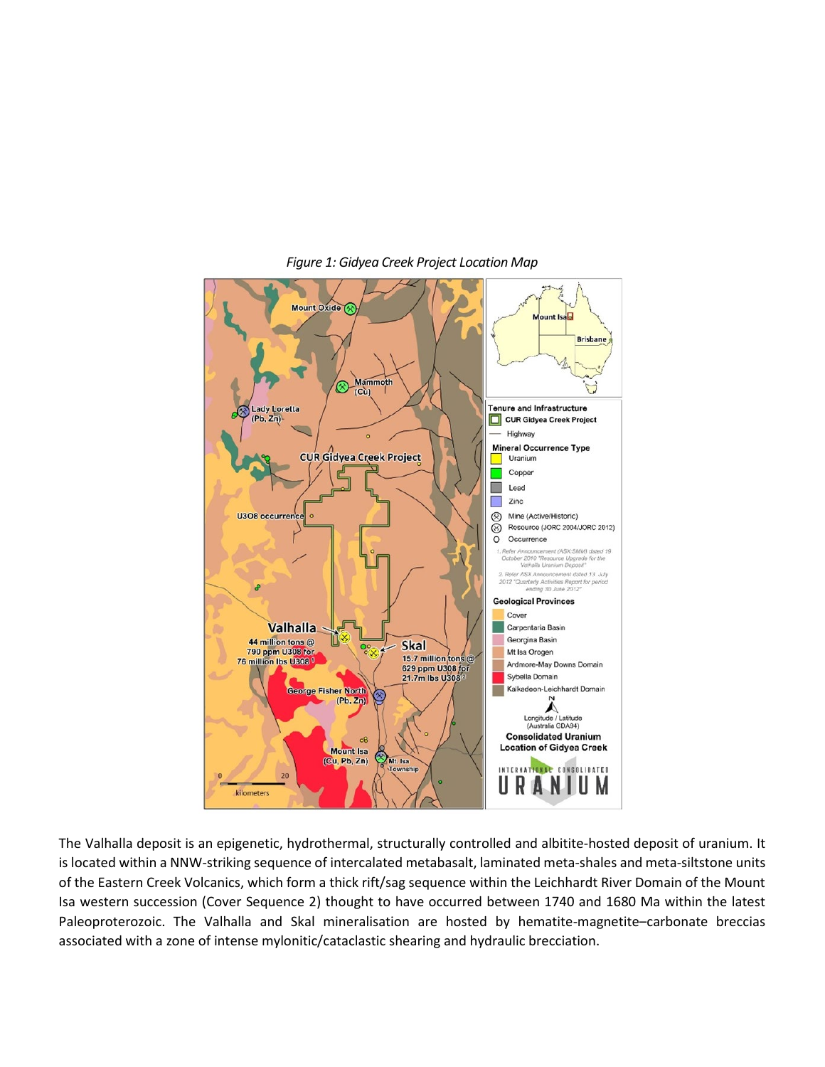*Figure 1: Gidyea Creek Project Location Map*

The Valhalla deposit is an epigenetic, hydrothermal, structurally controlled and albitite-hosted deposit of uranium. It is located within a NNW-striking sequence of intercalated metabasalt, laminated meta-shales and meta-siltstone units of the Eastern Creek Volcanics, which form a thick rift/sag sequence within the Leichhardt River Domain of the Mount Isa western succession (Cover Sequence 2) thought to have occurred between 1740 and 1680 Ma within the latest Paleoproterozoic. The Valhalla and Skal mineralisation are hosted by hematite-magnetite–carbonate breccias associated with a zone of intense mylonitic/cataclastic shearing and hydraulic brecciation.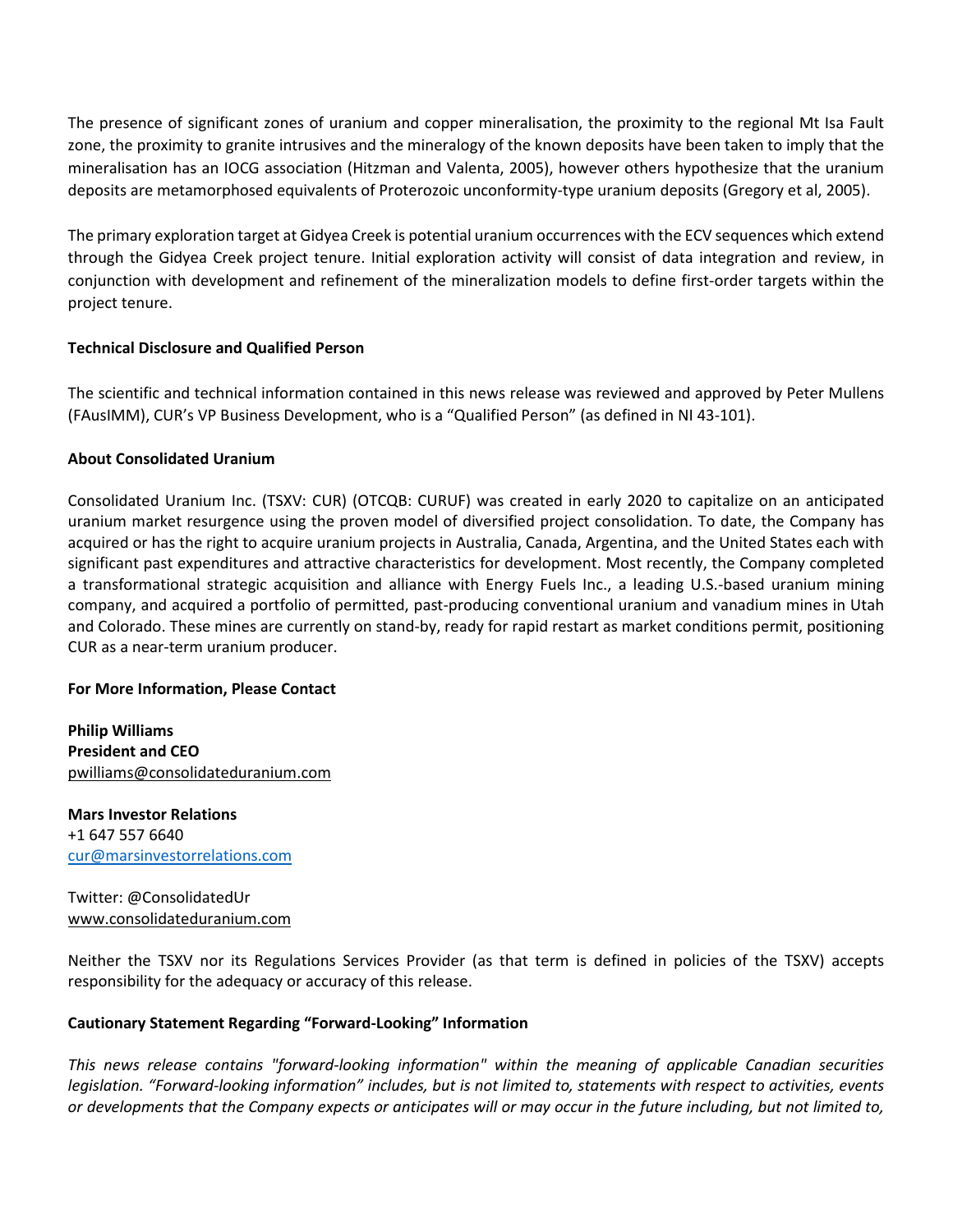The presence of significant zones of uranium and copper mineralisation, the proximity to the regional Mt Isa Fault zone, the proximity to granite intrusives and the mineralogy of the known deposits have been taken to imply that the mineralisation has an IOCG association (Hitzman and Valenta, 2005), however others hypothesize that the uranium deposits are metamorphosed equivalents of Proterozoic unconformity-type uranium deposits (Gregory et al, 2005).

The primary exploration target at Gidyea Creek is potential uranium occurrences with the ECV sequences which extend through the Gidyea Creek project tenure. Initial exploration activity will consist of data integration and review, in conjunction with development and refinement of the mineralization models to define first-order targets within the project tenure.

**Technical Disclosure and Qualified Person**

The scientific and technical information contained in this news release was reviewed and approved by Peter Mullens (FAusIMM), CUR's VP Business Development, who is a "Qualified Person" (as defined in NI 43-101).

**About Consolidated Uranium**

Consolidated Uranium Inc. (TSXV: CUR) (OTCQB: CURUF) was created in early 2020 to capitalize on an anticipated uranium market resurgence using the proven model of diversified project consolidation. To date, the Company has acquired or has the right to acquire uranium projects in Australia, Canada, Argentina, and the United States each with significant past expenditures and attractive characteristics for development. Most recently, the Company completed a transformational strategic acquisition and alliance with Energy Fuels Inc., a leading U.S.-based uranium mining company, and acquired a portfolio of permitted, past-producing conventional uranium and vanadium mines in Utah and Colorado. These mines are currently on stand-by, ready for rapid restart as market conditions permit, positioning CUR as a near-term uranium producer.

**For More Information, Please Contact**

**Philip Williams**
**President and CEO**
pwilliams@consolidateduranium.com

**Mars Investor Relations**
+1 647 557 6640
cur@marsinvestorrelations.com

Twitter: @ConsolidatedUr
www.consolidateduranium.com

Neither the TSXV nor its Regulations Services Provider (as that term is defined in policies of the TSXV) accepts responsibility for the adequacy or accuracy of this release.

**Cautionary Statement Regarding "Forward-Looking" Information**

*This news release contains "forward-looking information" within the meaning of applicable Canadian securities legislation. "Forward-looking information" includes, but is not limited to, statements with respect to activities, events or developments that the Company expects or anticipates will or may occur in the future including, but not limited to,*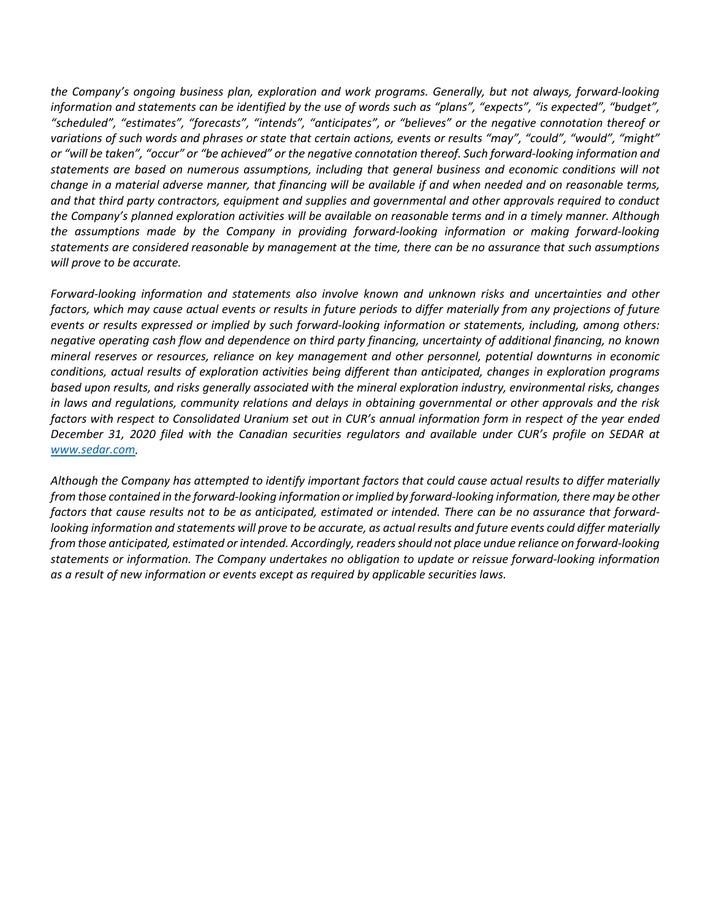*the Company's ongoing business plan, exploration and work programs. Generally, but not always, forward-looking information and statements can be identified by the use of words such as "plans", "expects", "is expected", "budget", "scheduled", "estimates", "forecasts", "intends", "anticipates", or "believes" or the negative connotation thereof or variations of such words and phrases or state that certain actions, events or results "may", "could", "would", "might" or "will be taken", "occur" or "be achieved" or the negative connotation thereof. Such forward-looking information and statements are based on numerous assumptions, including that general business and economic conditions will not change in a material adverse manner, that financing will be available if and when needed and on reasonable terms, and that third party contractors, equipment and supplies and governmental and other approvals required to conduct the Company's planned exploration activities will be available on reasonable terms and in a timely manner. Although the assumptions made by the Company in providing forward-looking information or making forward-looking statements are considered reasonable by management at the time, there can be no assurance that such assumptions will prove to be accurate.*

*Forward-looking information and statements also involve known and unknown risks and uncertainties and other factors, which may cause actual events or results in future periods to differ materially from any projections of future events or results expressed or implied by such forward-looking information or statements, including, among others: negative operating cash flow and dependence on third party financing, uncertainty of additional financing, no known mineral reserves or resources, reliance on key management and other personnel, potential downturns in economic conditions, actual results of exploration activities being different than anticipated, changes in exploration programs based upon results, and risks generally associated with the mineral exploration industry, environmental risks, changes in laws and regulations, community relations and delays in obtaining governmental or other approvals and the risk factors with respect to Consolidated Uranium set out in CUR's annual information form in respect of the year ended December 31, 2020 filed with the Canadian securities regulators and available under CUR's profile on SEDAR at [www.sedar.com](http://www.sedar.com).*

*Although the Company has attempted to identify important factors that could cause actual results to differ materially from those contained in the forward-looking information or implied by forward-looking information, there may be other factors that cause results not to be as anticipated, estimated or intended. There can be no assurance that forward-looking information and statements will prove to be accurate, as actual results and future events could differ materially from those anticipated, estimated or intended. Accordingly, readers should not place undue reliance on forward-looking statements or information. The Company undertakes no obligation to update or reissue forward-looking information as a result of new information or events except as required by applicable securities laws.*